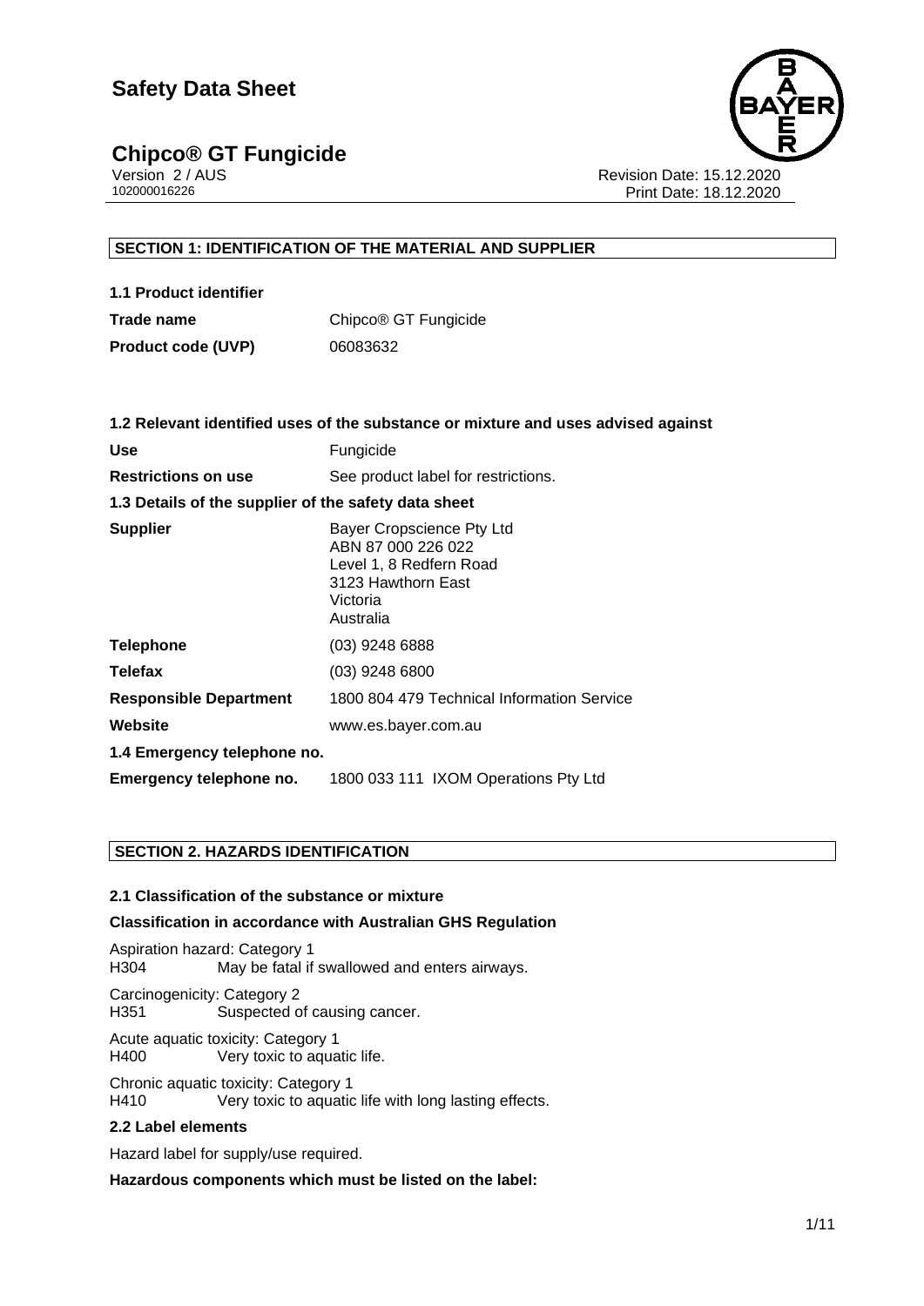# Safety Data Sheet

## Chipco® GT Fungicide

Version 2 / AUS
102000016226

Revision Date: 15.12.2020
Print Date: 18.12.2020

## SECTION 1: IDENTIFICATION OF THE MATERIAL AND SUPPLIER

### 1.1 Product identifier

| | |
|---|---|
| **Trade name** | Chipco® GT Fungicide |
| **Product code (UVP)** | 06083632 |

### 1.2 Relevant identified uses of the substance or mixture and uses advised against

| | |
|---|---|
| **Use** | Fungicide |
| **Restrictions on use** | See product label for restrictions. |

### 1.3 Details of the supplier of the safety data sheet

| | |
|---|---|
| **Supplier** | Bayer Cropscience Pty Ltd<br>ABN 87 000 226 022<br>Level 1, 8 Redfern Road<br>3123 Hawthorn East<br>Victoria<br>Australia |
| **Telephone** | (03) 9248 6888 |
| **Telefax** | (03) 9248 6800 |
| **Responsible Department** | 1800 804 479 Technical Information Service |
| **Website** | www.es.bayer.com.au |

### 1.4 Emergency telephone no.

| | |
|---|---|
| **Emergency telephone no.** | 1800 033 111 IXOM Operations Pty Ltd |

## SECTION 2. HAZARDS IDENTIFICATION

### 2.1 Classification of the substance or mixture

**Classification in accordance with Australian GHS Regulation**

Aspiration hazard: Category 1
H304 May be fatal if swallowed and enters airways.

Carcinogenicity: Category 2
H351 Suspected of causing cancer.

Acute aquatic toxicity: Category 1
H400 Very toxic to aquatic life.

Chronic aquatic toxicity: Category 1
H410 Very toxic to aquatic life with long lasting effects.

### 2.2 Label elements

Hazard label for supply/use required.

**Hazardous components which must be listed on the label:**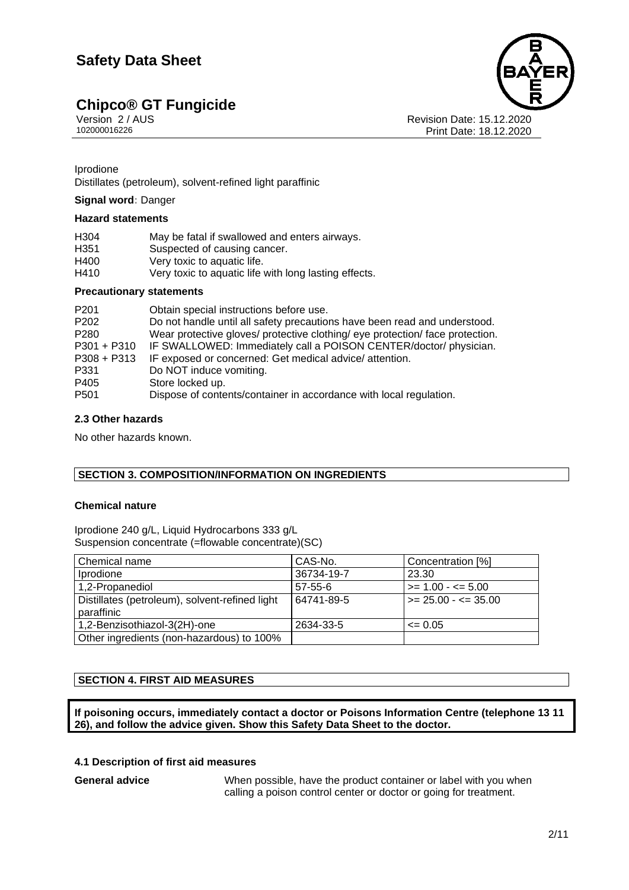Iprodione
Distillates (petroleum), solvent-refined light paraffinic

**Signal word**: Danger

**Hazard statements**

| | |
|---|---|
| H304 | May be fatal if swallowed and enters airways. |
| H351 | Suspected of causing cancer. |
| H400 | Very toxic to aquatic life. |
| H410 | Very toxic to aquatic life with long lasting effects. |

**Precautionary statements**

| | |
|---|---|
| P201 | Obtain special instructions before use. |
| P202 | Do not handle until all safety precautions have been read and understood. |
| P280 | Wear protective gloves/ protective clothing/ eye protection/ face protection. |
| P301 + P310 | IF SWALLOWED: Immediately call a POISON CENTER/doctor/ physician. |
| P308 + P313 | IF exposed or concerned: Get medical advice/ attention. |
| P331 | Do NOT induce vomiting. |
| P405 | Store locked up. |
| P501 | Dispose of contents/container in accordance with local regulation. |

### 2.3 Other hazards

No other hazards known.

## SECTION 3. COMPOSITION/INFORMATION ON INGREDIENTS

**Chemical nature**

Iprodione 240 g/L, Liquid Hydrocarbons 333 g/L
Suspension concentrate (=flowable concentrate)(SC)

| Chemical name | CAS-No. | Concentration [%] |
|---|---|---|
| Iprodione | 36734-19-7 | 23.30 |
| 1,2-Propanediol | 57-55-6 | >= 1.00 - <= 5.00 |
| Distillates (petroleum), solvent-refined light paraffinic | 64741-89-5 | >= 25.00 - <= 35.00 |
| 1,2-Benzisothiazol-3(2H)-one | 2634-33-5 | <= 0.05 |
| Other ingredients (non-hazardous) to 100% | | |

## SECTION 4. FIRST AID MEASURES

**If poisoning occurs, immediately contact a doctor or Poisons Information Centre (telephone 13 11 26), and follow the advice given. Show this Safety Data Sheet to the doctor.**

### 4.1 Description of first aid measures

**General advice** When possible, have the product container or label with you when calling a poison control center or doctor or going for treatment.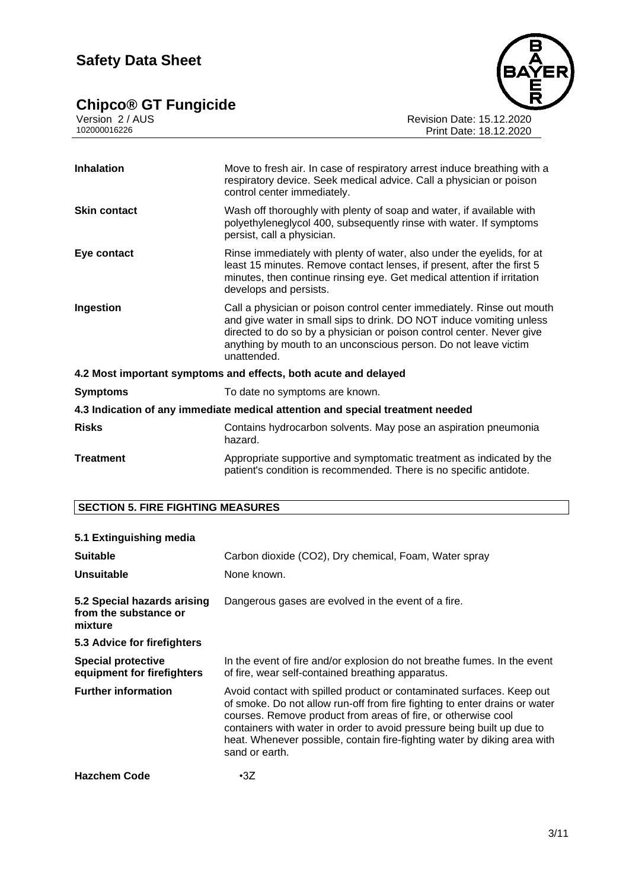| | |
|---|---|
| **Inhalation** | Move to fresh air. In case of respiratory arrest induce breathing with a respiratory device. Seek medical advice. Call a physician or poison control center immediately. |
| **Skin contact** | Wash off thoroughly with plenty of soap and water, if available with polyethyleneglycol 400, subsequently rinse with water. If symptoms persist, call a physician. |
| **Eye contact** | Rinse immediately with plenty of water, also under the eyelids, for at least 15 minutes. Remove contact lenses, if present, after the first 5 minutes, then continue rinsing eye. Get medical attention if irritation develops and persists. |
| **Ingestion** | Call a physician or poison control center immediately. Rinse out mouth and give water in small sips to drink. DO NOT induce vomiting unless directed to do so by a physician or poison control center. Never give anything by mouth to an unconscious person. Do not leave victim unattended. |

**4.2 Most important symptoms and effects, both acute and delayed**

| | |
|---|---|
| **Symptoms** | To date no symptoms are known. |

**4.3 Indication of any immediate medical attention and special treatment needed**

| | |
|---|---|
| **Risks** | Contains hydrocarbon solvents. May pose an aspiration pneumonia hazard. |
| **Treatment** | Appropriate supportive and symptomatic treatment as indicated by the patient's condition is recommended. There is no specific antidote. |

## SECTION 5. FIRE FIGHTING MEASURES

**5.1 Extinguishing media**

| | |
|---|---|
| **Suitable** | Carbon dioxide ($CO_2$), Dry chemical, Foam, Water spray |
| **Unsuitable** | None known. |
| **5.2 Special hazards arising from the substance or mixture** | Dangerous gases are evolved in the event of a fire. |

**5.3 Advice for firefighters**

| | |
|---|---|
| **Special protective equipment for firefighters** | In the event of fire and/or explosion do not breathe fumes. In the event of fire, wear self-contained breathing apparatus. |
| **Further information** | Avoid contact with spilled product or contaminated surfaces. Keep out of smoke. Do not allow run-off from fire fighting to enter drains or water courses. Remove product from areas of fire, or otherwise cool containers with water in order to avoid pressure being built up due to heat. Whenever possible, contain fire-fighting water by diking area with sand or earth. |
| **Hazchem Code** | •3Z |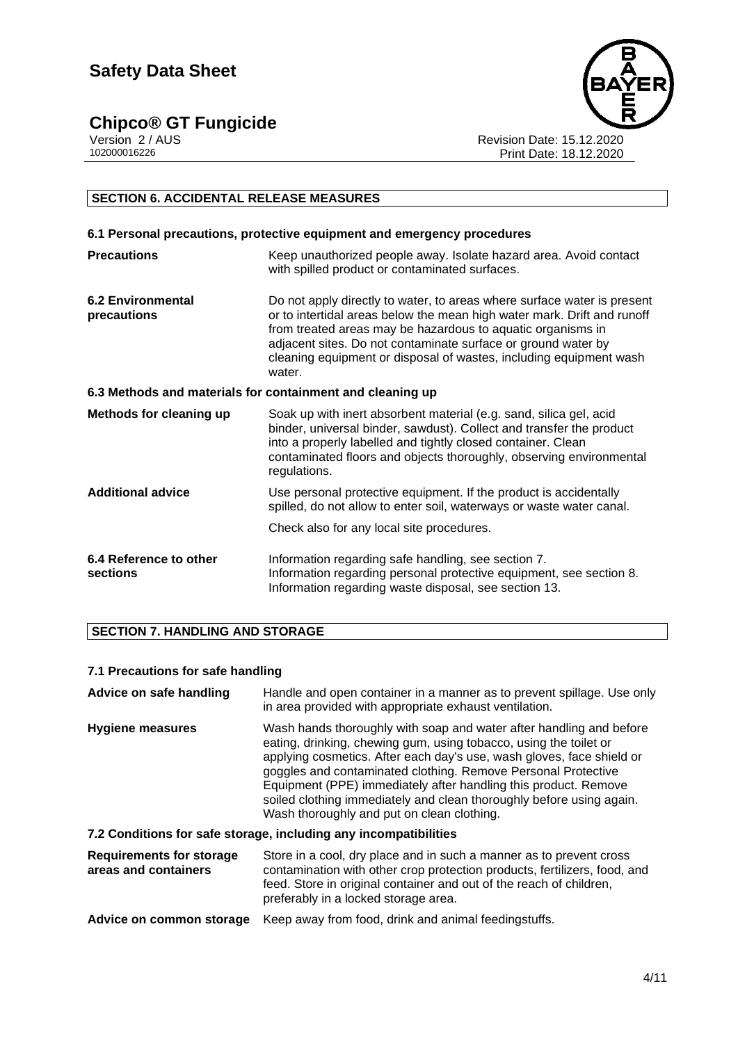## SECTION 6. ACCIDENTAL RELEASE MEASURES

### 6.1 Personal precautions, protective equipment and emergency procedures

| | |
|---|---|
| **Precautions** | Keep unauthorized people away. Isolate hazard area. Avoid contact with spilled product or contaminated surfaces. |
| **6.2 Environmental precautions** | Do not apply directly to water, to areas where surface water is present or to intertidal areas below the mean high water mark. Drift and runoff from treated areas may be hazardous to aquatic organisms in adjacent sites. Do not contaminate surface or ground water by cleaning equipment or disposal of wastes, including equipment wash water. |

### 6.3 Methods and materials for containment and cleaning up

| | |
|---|---|
| **Methods for cleaning up** | Soak up with inert absorbent material (e.g. sand, silica gel, acid binder, universal binder, sawdust). Collect and transfer the product into a properly labelled and tightly closed container. Clean contaminated floors and objects thoroughly, observing environmental regulations. |
| **Additional advice** | Use personal protective equipment. If the product is accidentally spilled, do not allow to enter soil, waterways or waste water canal.<br><br>Check also for any local site procedures. |
| **6.4 Reference to other sections** | Information regarding safe handling, see section 7.<br>Information regarding personal protective equipment, see section 8.<br>Information regarding waste disposal, see section 13. |

## SECTION 7. HANDLING AND STORAGE

### 7.1 Precautions for safe handling

| | |
|---|---|
| **Advice on safe handling** | Handle and open container in a manner as to prevent spillage. Use only in area provided with appropriate exhaust ventilation. |
| **Hygiene measures** | Wash hands thoroughly with soap and water after handling and before eating, drinking, chewing gum, using tobacco, using the toilet or applying cosmetics. After each day's use, wash gloves, face shield or goggles and contaminated clothing. Remove Personal Protective Equipment (PPE) immediately after handling this product. Remove soiled clothing immediately and clean thoroughly before using again. Wash thoroughly and put on clean clothing. |

### 7.2 Conditions for safe storage, including any incompatibilities

| | |
|---|---|
| **Requirements for storage areas and containers** | Store in a cool, dry place and in such a manner as to prevent cross contamination with other crop protection products, fertilizers, food, and feed. Store in original container and out of the reach of children, preferably in a locked storage area. |
| **Advice on common storage** | Keep away from food, drink and animal feedingstuffs. |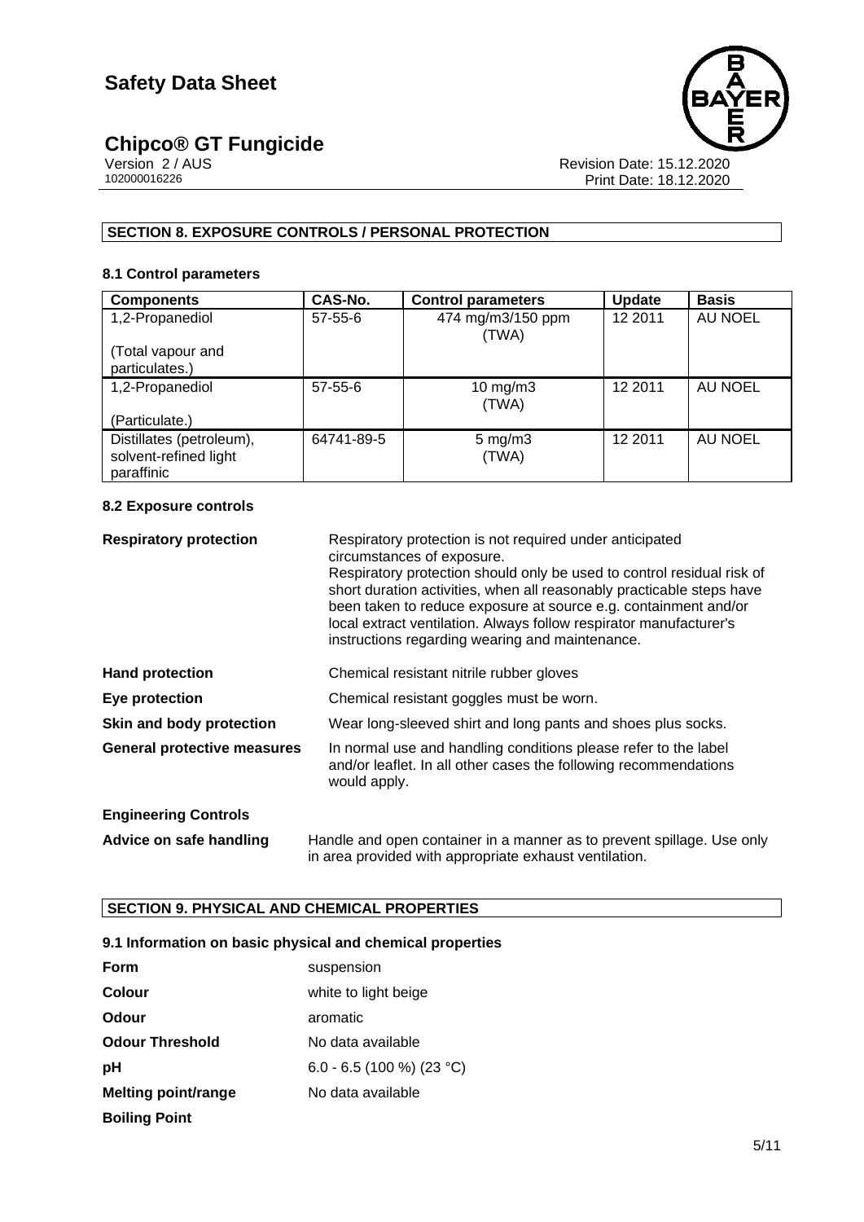## SECTION 8. EXPOSURE CONTROLS / PERSONAL PROTECTION

### 8.1 Control parameters

| Components | CAS-No. | Control parameters | Update | Basis |
|---|---|---|---|---|
| 1,2-Propanediol<br><br>(Total vapour and particulates.) | 57-55-6 | 474 mg/m3/150 ppm (TWA) | 12 2011 | AU NOEL |
| 1,2-Propanediol<br><br>(Particulate.) | 57-55-6 | 10 mg/m3 (TWA) | 12 2011 | AU NOEL |
| Distillates (petroleum), solvent-refined light paraffinic | 64741-89-5 | 5 mg/m3 (TWA) | 12 2011 | AU NOEL |

### 8.2 Exposure controls

**Respiratory protection**
Respiratory protection is not required under anticipated circumstances of exposure.
Respiratory protection should only be used to control residual risk of short duration activities, when all reasonably practicable steps have been taken to reduce exposure at source e.g. containment and/or local extract ventilation. Always follow respirator manufacturer's instructions regarding wearing and maintenance.

**Hand protection**
Chemical resistant nitrile rubber gloves

**Eye protection**
Chemical resistant goggles must be worn.

**Skin and body protection**
Wear long-sleeved shirt and long pants and shoes plus socks.

**General protective measures**
In normal use and handling conditions please refer to the label and/or leaflet. In all other cases the following recommendations would apply.

**Engineering Controls**

**Advice on safe handling**
Handle and open container in a manner as to prevent spillage. Use only in area provided with appropriate exhaust ventilation.

## SECTION 9. PHYSICAL AND CHEMICAL PROPERTIES

### 9.1 Information on basic physical and chemical properties

| | |
|---|---|
| **Form** | suspension |
| **Colour** | white to light beige |
| **Odour** | aromatic |
| **Odour Threshold** | No data available |
| **pH** | 6.0 - 6.5 (100 %) (23 °C) |
| **Melting point/range** | No data available |
| **Boiling Point** | |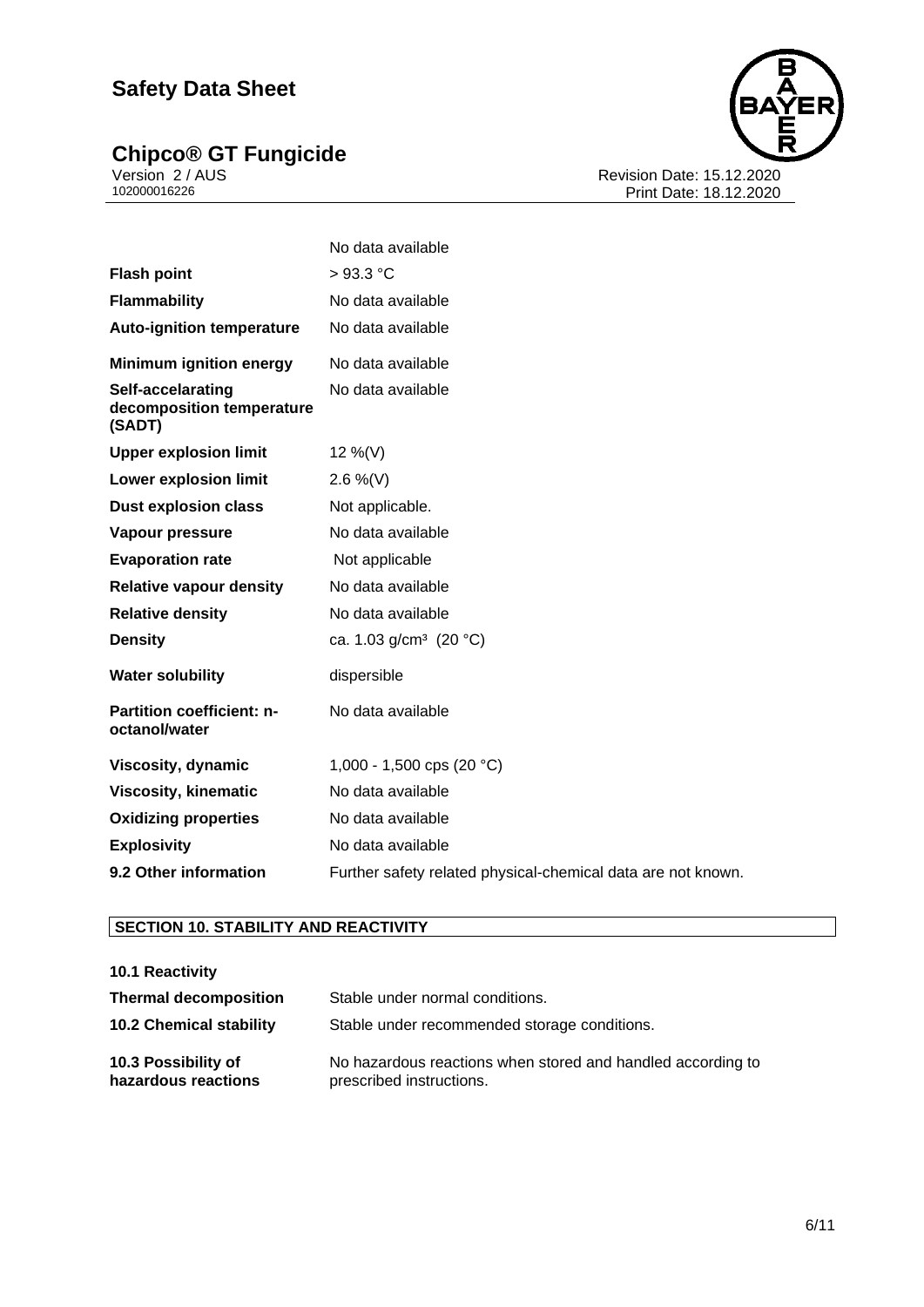| | |
|---|---|
| | No data available |
| **Flash point** | > 93.3 °C |
| **Flammability** | No data available |
| **Auto-ignition temperature** | No data available |
| **Minimum ignition energy** | No data available |
| **Self-accelarating decomposition temperature (SADT)** | No data available |
| **Upper explosion limit** | 12 %(V) |
| **Lower explosion limit** | 2.6 %(V) |
| **Dust explosion class** | Not applicable. |
| **Vapour pressure** | No data available |
| **Evaporation rate** | Not applicable |
| **Relative vapour density** | No data available |
| **Relative density** | No data available |
| **Density** | ca. 1.03 g/cm³ (20 °C) |
| **Water solubility** | dispersible |
| **Partition coefficient: n-octanol/water** | No data available |
| **Viscosity, dynamic** | 1,000 - 1,500 cps (20 °C) |
| **Viscosity, kinematic** | No data available |
| **Oxidizing properties** | No data available |
| **Explosivity** | No data available |
| **9.2 Other information** | Further safety related physical-chemical data are not known. |

## SECTION 10. STABILITY AND REACTIVITY

| | |
|---|---|
| **10.1 Reactivity** | |
| **Thermal decomposition** | Stable under normal conditions. |
| **10.2 Chemical stability** | Stable under recommended storage conditions. |
| **10.3 Possibility of hazardous reactions** | No hazardous reactions when stored and handled according to prescribed instructions. |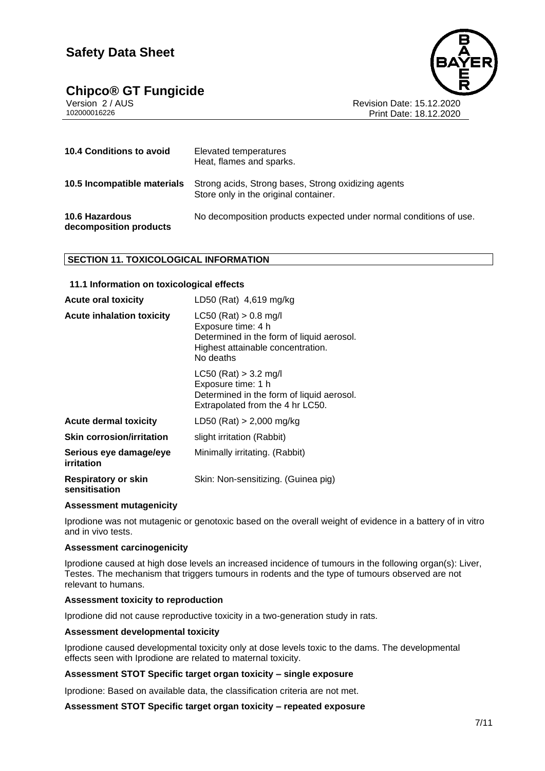| | |
|---|---|
| **10.4 Conditions to avoid** | Elevated temperatures<br>Heat, flames and sparks. |
| **10.5 Incompatible materials** | Strong acids, Strong bases, Strong oxidizing agents<br>Store only in the original container. |
| **10.6 Hazardous decomposition products** | No decomposition products expected under normal conditions of use. |

## SECTION 11. TOXICOLOGICAL INFORMATION

### 11.1 Information on toxicological effects

| | |
|---|---|
| **Acute oral toxicity** | LD50 (Rat) 4,619 mg/kg |
| **Acute inhalation toxicity** | LC50 (Rat) > 0.8 mg/l<br>Exposure time: 4 h<br>Determined in the form of liquid aerosol.<br>Highest attainable concentration.<br>No deaths |
| | LC50 (Rat) > 3.2 mg/l<br>Exposure time: 1 h<br>Determined in the form of liquid aerosol.<br>Extrapolated from the 4 hr LC50. |
| **Acute dermal toxicity** | LD50 (Rat) > 2,000 mg/kg |
| **Skin corrosion/irritation** | slight irritation (Rabbit) |
| **Serious eye damage/eye irritation** | Minimally irritating. (Rabbit) |
| **Respiratory or skin sensitisation** | Skin: Non-sensitizing. (Guinea pig) |

**Assessment mutagenicity**

Iprodione was not mutagenic or genotoxic based on the overall weight of evidence in a battery of in vitro and in vivo tests.

**Assessment carcinogenicity**

Iprodione caused at high dose levels an increased incidence of tumours in the following organ(s): Liver, Testes. The mechanism that triggers tumours in rodents and the type of tumours observed are not relevant to humans.

**Assessment toxicity to reproduction**

Iprodione did not cause reproductive toxicity in a two-generation study in rats.

**Assessment developmental toxicity**

Iprodione caused developmental toxicity only at dose levels toxic to the dams. The developmental effects seen with Iprodione are related to maternal toxicity.

**Assessment STOT Specific target organ toxicity – single exposure**

Iprodione: Based on available data, the classification criteria are not met.

**Assessment STOT Specific target organ toxicity – repeated exposure**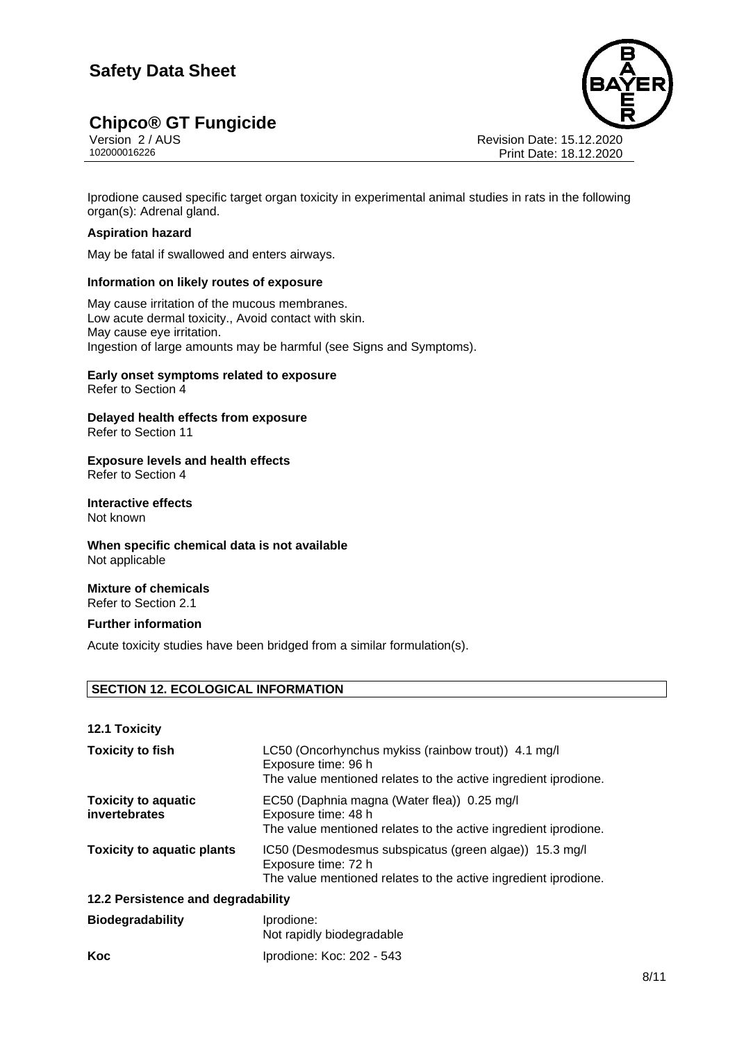Iprodione caused specific target organ toxicity in experimental animal studies in rats in the following organ(s): Adrenal gland.

**Aspiration hazard**

May be fatal if swallowed and enters airways.

**Information on likely routes of exposure**

May cause irritation of the mucous membranes.
Low acute dermal toxicity., Avoid contact with skin.
May cause eye irritation.
Ingestion of large amounts may be harmful (see Signs and Symptoms).

**Early onset symptoms related to exposure**
Refer to Section 4

**Delayed health effects from exposure**
Refer to Section 11

**Exposure levels and health effects**
Refer to Section 4

**Interactive effects**
Not known

**When specific chemical data is not available**
Not applicable

**Mixture of chemicals**
Refer to Section 2.1

**Further information**

Acute toxicity studies have been bridged from a similar formulation(s).

## SECTION 12. ECOLOGICAL INFORMATION

### 12.1 Toxicity

| | |
|---|---|
| **Toxicity to fish** | LC50 (Oncorhynchus mykiss (rainbow trout)) 4.1 mg/l<br>Exposure time: 96 h<br>The value mentioned relates to the active ingredient iprodione. |
| **Toxicity to aquatic invertebrates** | EC50 (Daphnia magna (Water flea)) 0.25 mg/l<br>Exposure time: 48 h<br>The value mentioned relates to the active ingredient iprodione. |
| **Toxicity to aquatic plants** | IC50 (Desmodesmus subspicatus (green algae)) 15.3 mg/l<br>Exposure time: 72 h<br>The value mentioned relates to the active ingredient iprodione. |

### 12.2 Persistence and degradability

| | |
|---|---|
| **Biodegradability** | Iprodione:<br>Not rapidly biodegradable |
| **Koc** | Iprodione: Koc: 202 - 543 |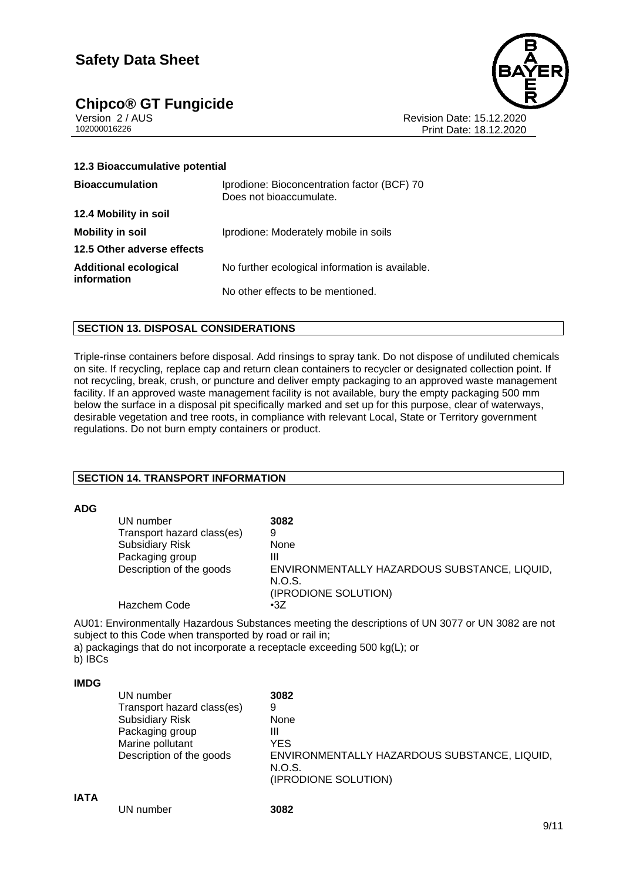### 12.3 Bioaccumulative potential

| | |
|---|---|
| **Bioaccumulation** | Iprodione: Bioconcentration factor (BCF) 70<br>Does not bioaccumulate. |

### 12.4 Mobility in soil

| | |
|---|---|
| **Mobility in soil** | Iprodione: Moderately mobile in soils |

### 12.5 Other adverse effects

| | |
|---|---|
| **Additional ecological information** | No further ecological information is available.<br><br>No other effects to be mentioned. |

## SECTION 13. DISPOSAL CONSIDERATIONS

Triple-rinse containers before disposal. Add rinsings to spray tank. Do not dispose of undiluted chemicals on site. If recycling, replace cap and return clean containers to recycler or designated collection point. If not recycling, break, crush, or puncture and deliver empty packaging to an approved waste management facility. If an approved waste management facility is not available, bury the empty packaging 500 mm below the surface in a disposal pit specifically marked and set up for this purpose, clear of waterways, desirable vegetation and tree roots, in compliance with relevant Local, State or Territory government regulations. Do not burn empty containers or product.

## SECTION 14. TRANSPORT INFORMATION

**ADG**

| | |
|---|---|
| UN number | **3082** |
| Transport hazard class(es) | 9 |
| Subsidiary Risk | None |
| Packaging group | III |
| Description of the goods | ENVIRONMENTALLY HAZARDOUS SUBSTANCE, LIQUID, N.O.S.<br>(IPRODIONE SOLUTION) |
| Hazchem Code | •3Z |

AU01: Environmentally Hazardous Substances meeting the descriptions of UN 3077 or UN 3082 are not subject to this Code when transported by road or rail in;
a) packagings that do not incorporate a receptacle exceeding 500 kg(L); or
b) IBCs

**IMDG**

| | |
|---|---|
| UN number | **3082** |
| Transport hazard class(es) | 9 |
| Subsidiary Risk | None |
| Packaging group | III |
| Marine pollutant | YES |
| Description of the goods | ENVIRONMENTALLY HAZARDOUS SUBSTANCE, LIQUID, N.O.S.<br>(IPRODIONE SOLUTION) |

**IATA**

| | |
|---|---|
| UN number | **3082** |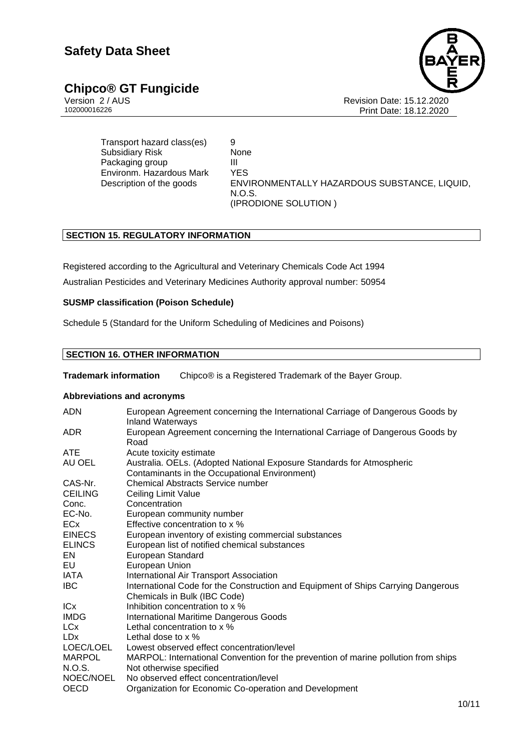| | |
|---|---|
| Transport hazard class(es) | 9 |
| Subsidiary Risk | None |
| Packaging group | III |
| Environm. Hazardous Mark | YES |
| Description of the goods | ENVIRONMENTALLY HAZARDOUS SUBSTANCE, LIQUID, N.O.S. (IPRODIONE SOLUTION ) |

## SECTION 15. REGULATORY INFORMATION

Registered according to the Agricultural and Veterinary Chemicals Code Act 1994

Australian Pesticides and Veterinary Medicines Authority approval number: 50954

**SUSMP classification (Poison Schedule)**

Schedule 5 (Standard for the Uniform Scheduling of Medicines and Poisons)

## SECTION 16. OTHER INFORMATION

**Trademark information** Chipco® is a Registered Trademark of the Bayer Group.

**Abbreviations and acronyms**

| | |
|---|---|
| ADN | European Agreement concerning the International Carriage of Dangerous Goods by Inland Waterways |
| ADR | European Agreement concerning the International Carriage of Dangerous Goods by Road |
| ATE | Acute toxicity estimate |
| AU OEL | Australia. OELs. (Adopted National Exposure Standards for Atmospheric Contaminants in the Occupational Environment) |
| CAS-Nr. | Chemical Abstracts Service number |
| CEILING | Ceiling Limit Value |
| Conc. | Concentration |
| EC-No. | European community number |
| ECx | Effective concentration to x % |
| EINECS | European inventory of existing commercial substances |
| ELINCS | European list of notified chemical substances |
| EN | European Standard |
| EU | European Union |
| IATA | International Air Transport Association |
| IBC | International Code for the Construction and Equipment of Ships Carrying Dangerous Chemicals in Bulk (IBC Code) |
| ICx | Inhibition concentration to x % |
| IMDG | International Maritime Dangerous Goods |
| LCx | Lethal concentration to x % |
| LDx | Lethal dose to x % |
| LOEC/LOEL | Lowest observed effect concentration/level |
| MARPOL | MARPOL: International Convention for the prevention of marine pollution from ships |
| N.O.S. | Not otherwise specified |
| NOEC/NOEL | No observed effect concentration/level |
| OECD | Organization for Economic Co-operation and Development |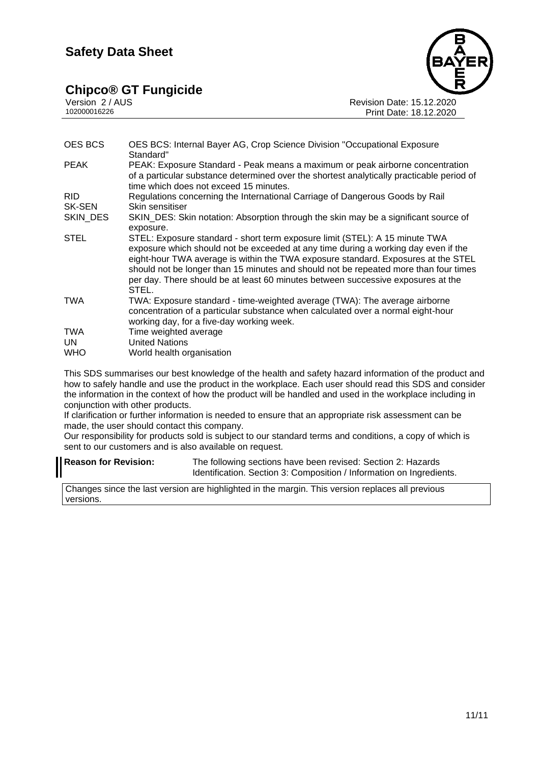| | |
|---|---|
| OES BCS | OES BCS: Internal Bayer AG, Crop Science Division "Occupational Exposure Standard" |
| PEAK | PEAK: Exposure Standard - Peak means a maximum or peak airborne concentration of a particular substance determined over the shortest analytically practicable period of time which does not exceed 15 minutes. |
| RID | Regulations concerning the International Carriage of Dangerous Goods by Rail |
| SK-SEN | Skin sensitiser |
| SKIN_DES | SKIN_DES: Skin notation: Absorption through the skin may be a significant source of exposure. |
| STEL | STEL: Exposure standard - short term exposure limit (STEL): A 15 minute TWA exposure which should not be exceeded at any time during a working day even if the eight-hour TWA average is within the TWA exposure standard. Exposures at the STEL should not be longer than 15 minutes and should not be repeated more than four times per day. There should be at least 60 minutes between successive exposures at the STEL. |
| TWA | TWA: Exposure standard - time-weighted average (TWA): The average airborne concentration of a particular substance when calculated over a normal eight-hour working day, for a five-day working week. |
| TWA | Time weighted average |
| UN | United Nations |
| WHO | World health organisation |

This SDS summarises our best knowledge of the health and safety hazard information of the product and how to safely handle and use the product in the workplace. Each user should read this SDS and consider the information in the context of how the product will be handled and used in the workplace including in conjunction with other products.
If clarification or further information is needed to ensure that an appropriate risk assessment can be made, the user should contact this company.
Our responsibility for products sold is subject to our standard terms and conditions, a copy of which is sent to our customers and is also available on request.

| | |
|---|---|
| **Reason for Revision:** | The following sections have been revised: Section 2: Hazards Identification. Section 3: Composition / Information on Ingredients. |

Changes since the last version are highlighted in the margin. This version replaces all previous versions.